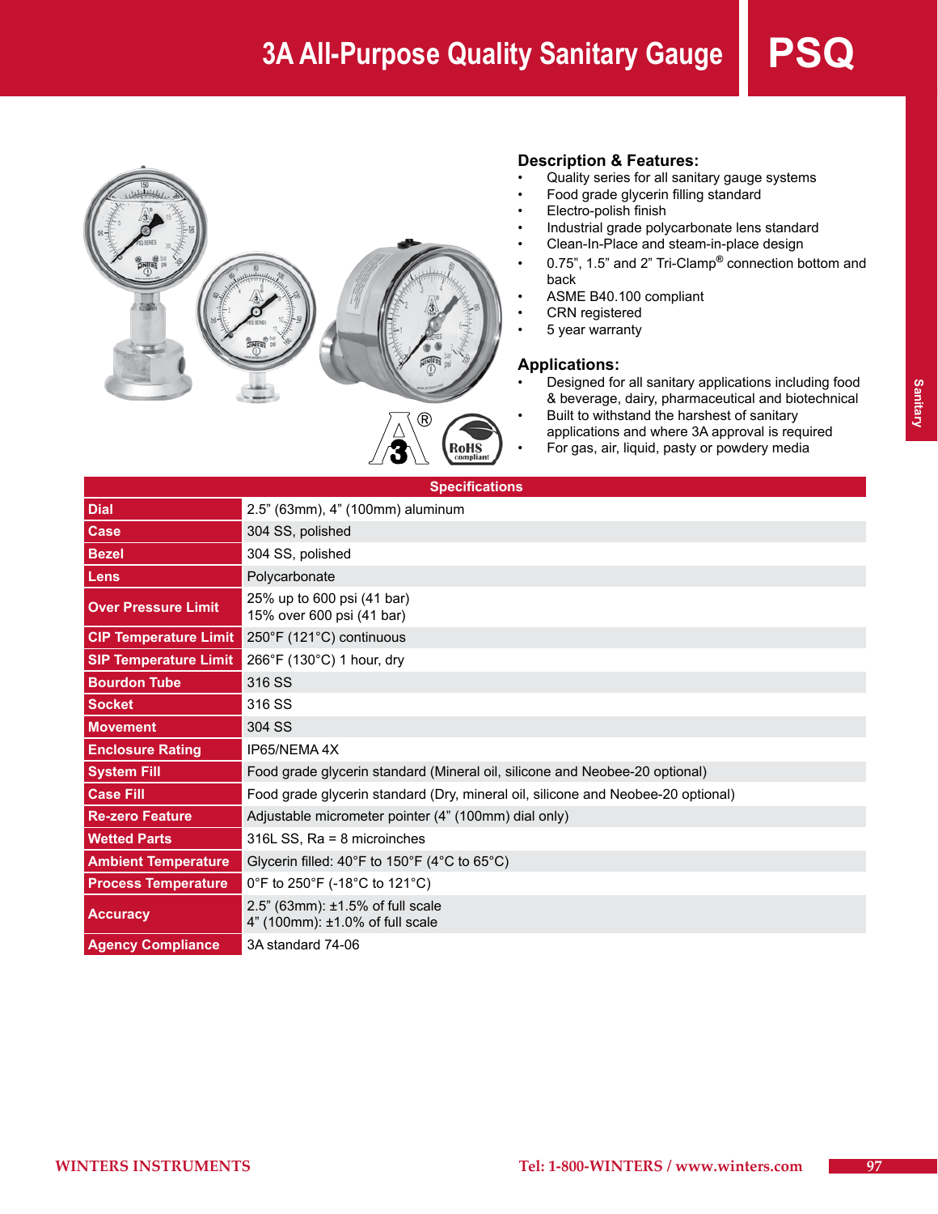# 3A All-Purpose Quality Sanitary Gauge

# PSQ

## Description & Features:

- Quality series for all sanitary gauge systems
- Food grade glycerin filling standard
- Electro-polish finish
- Industrial grade polycarbonate lens standard
- Clean-In-Place and steam-in-place design
- 0.75", 1.5" and 2" Tri-Clamp® connection bottom and back
- ASME B40.100 compliant
- CRN registered
- 5 year warranty

## Applications:

- Designed for all sanitary applications including food & beverage, dairy, pharmaceutical and biotechnical
- Built to withstand the harshest of sanitary applications and where 3A approval is required
- For gas, air, liquid, pasty or powdery media

| Specifications | |
|---|---|
| **Dial** | 2.5" (63mm), 4" (100mm) aluminum |
| **Case** | 304 SS, polished |
| **Bezel** | 304 SS, polished |
| **Lens** | Polycarbonate |
| **Over Pressure Limit** | 25% up to 600 psi (41 bar)<br>15% over 600 psi (41 bar) |
| **CIP Temperature Limit** | 250°F (121°C) continuous |
| **SIP Temperature Limit** | 266°F (130°C) 1 hour, dry |
| **Bourdon Tube** | 316 SS |
| **Socket** | 316 SS |
| **Movement** | 304 SS |
| **Enclosure Rating** | IP65/NEMA 4X |
| **System Fill** | Food grade glycerin standard (Mineral oil, silicone and Neobee-20 optional) |
| **Case Fill** | Food grade glycerin standard (Dry, mineral oil, silicone and Neobee-20 optional) |
| **Re-zero Feature** | Adjustable micrometer pointer (4" (100mm) dial only) |
| **Wetted Parts** | 316L SS, Ra = 8 microinches |
| **Ambient Temperature** | Glycerin filled: 40°F to 150°F (4°C to 65°C) |
| **Process Temperature** | 0°F to 250°F (-18°C to 121°C) |
| **Accuracy** | 2.5" (63mm): ±1.5% of full scale<br>4" (100mm): ±1.0% of full scale |
| **Agency Compliance** | 3A standard 74-06 |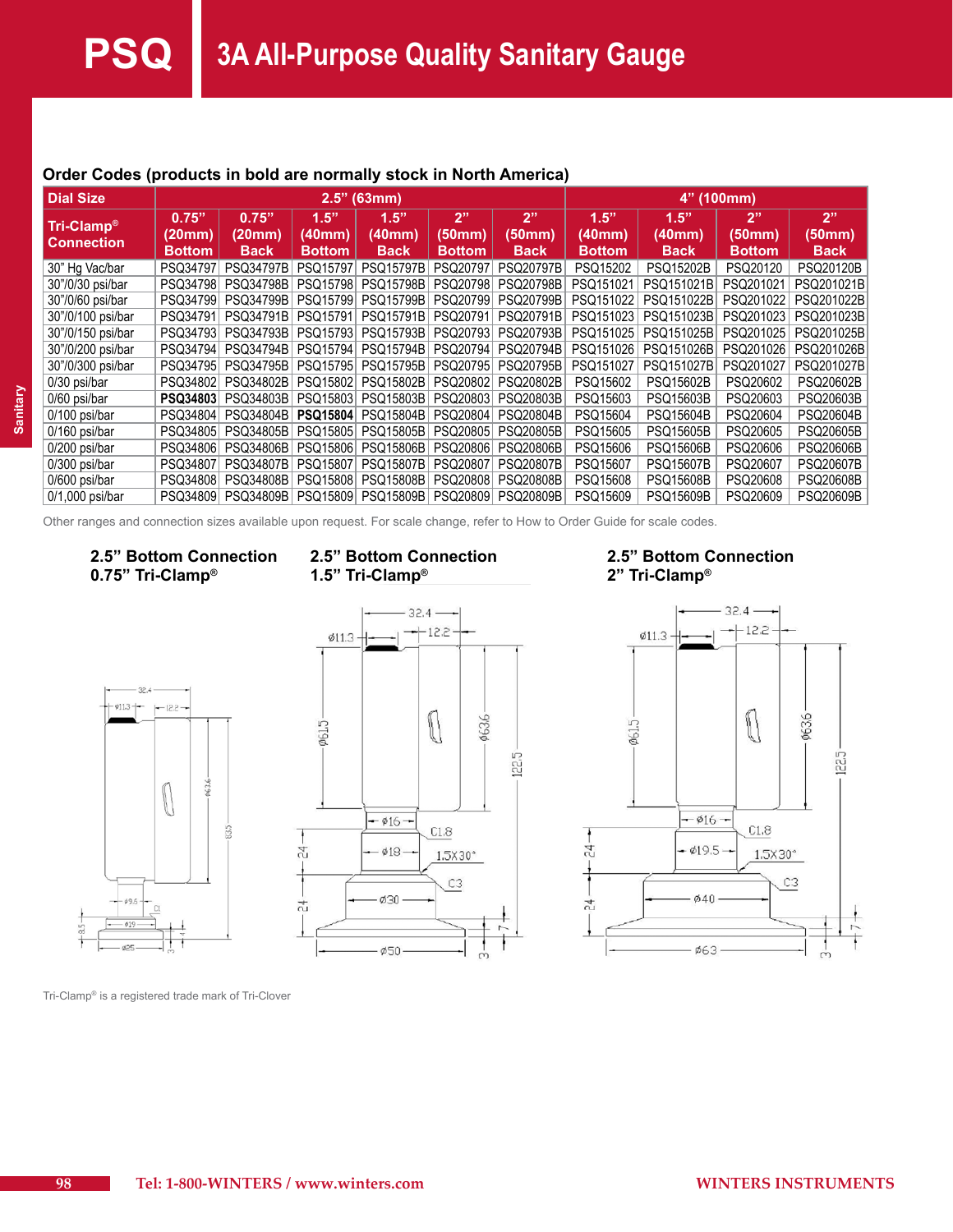# PSQ 3A All-Purpose Quality Sanitary Gauge

## Order Codes (products in bold are normally stock in North America)

| Dial Size | 2.5" (63mm) | | | | | | 4" (100mm) | | | |
|---|---|---|---|---|---|---|---|---|---|---|
| Tri-Clamp® Connection | 0.75" (20mm) Bottom | 0.75" (20mm) Back | 1.5" (40mm) Bottom | 1.5" (40mm) Back | 2" (50mm) Bottom | 2" (50mm) Back | 1.5" (40mm) Bottom | 1.5" (40mm) Back | 2" (50mm) Bottom | 2" (50mm) Back |
| 30" Hg Vac/bar | PSQ34797 | PSQ34797B | PSQ15797 | PSQ15797B | PSQ20797 | PSQ20797B | PSQ15202 | PSQ15202B | PSQ20120 | PSQ20120B |
| 30"/0/30 psi/bar | PSQ34798 | PSQ34798B | PSQ15798 | PSQ15798B | PSQ20798 | PSQ20798B | PSQ151021 | PSQ151021B | PSQ201021 | PSQ201021B |
| 30"/0/60 psi/bar | PSQ34799 | PSQ34799B | PSQ15799 | PSQ15799B | PSQ20799 | PSQ20799B | PSQ151022 | PSQ151022B | PSQ201022 | PSQ201022B |
| 30"/0/100 psi/bar | PSQ34791 | PSQ34791B | PSQ15791 | PSQ15791B | PSQ20791 | PSQ20791B | PSQ151023 | PSQ151023B | PSQ201023 | PSQ201023B |
| 30"/0/150 psi/bar | PSQ34793 | PSQ34793B | PSQ15793 | PSQ15793B | PSQ20793 | PSQ20793B | PSQ151025 | PSQ151025B | PSQ201025 | PSQ201025B |
| 30"/0/200 psi/bar | PSQ34794 | PSQ34794B | PSQ15794 | PSQ15794B | PSQ20794 | PSQ20794B | PSQ151026 | PSQ151026B | PSQ201026 | PSQ201026B |
| 30"/0/300 psi/bar | PSQ34795 | PSQ34795B | PSQ15795 | PSQ15795B | PSQ20795 | PSQ20795B | PSQ151027 | PSQ151027B | PSQ201027 | PSQ201027B |
| 0/30 psi/bar | PSQ34802 | PSQ34802B | PSQ15802 | PSQ15802B | PSQ20802 | PSQ20802B | PSQ15602 | PSQ15602B | PSQ20602 | PSQ20602B |
| 0/60 psi/bar | **PSQ34803** | PSQ34803B | PSQ15803 | PSQ15803B | PSQ20803 | PSQ20803B | PSQ15603 | PSQ15603B | PSQ20603 | PSQ20603B |
| 0/100 psi/bar | PSQ34804 | PSQ34804B | **PSQ15804** | PSQ15804B | PSQ20804 | PSQ20804B | PSQ15604 | PSQ15604B | PSQ20604 | PSQ20604B |
| 0/160 psi/bar | PSQ34805 | PSQ34805B | PSQ15805 | PSQ15805B | PSQ20805 | PSQ20805B | PSQ15605 | PSQ15605B | PSQ20605 | PSQ20605B |
| 0/200 psi/bar | PSQ34806 | PSQ34806B | PSQ15806 | PSQ15806B | PSQ20806 | PSQ20806B | PSQ15606 | PSQ15606B | PSQ20606 | PSQ20606B |
| 0/300 psi/bar | PSQ34807 | PSQ34807B | PSQ15807 | PSQ15807B | PSQ20807 | PSQ20807B | PSQ15607 | PSQ15607B | PSQ20607 | PSQ20607B |
| 0/600 psi/bar | PSQ34808 | PSQ34808B | PSQ15808 | PSQ15808B | PSQ20808 | PSQ20808B | PSQ15608 | PSQ15608B | PSQ20608 | PSQ20608B |
| 0/1,000 psi/bar | PSQ34809 | PSQ34809B | PSQ15809 | PSQ15809B | PSQ20809 | PSQ20809B | PSQ15609 | PSQ15609B | PSQ20609 | PSQ20609B |

Other ranges and connection sizes available upon request. For scale change, refer to How to Order Guide for scale codes.

**2.5" Bottom Connection 0.75" Tri-Clamp®**

**2.5" Bottom Connection 1.5" Tri-Clamp®**

**2.5" Bottom Connection 2" Tri-Clamp®**

Tri-Clamp® is a registered trade mark of Tri-Clover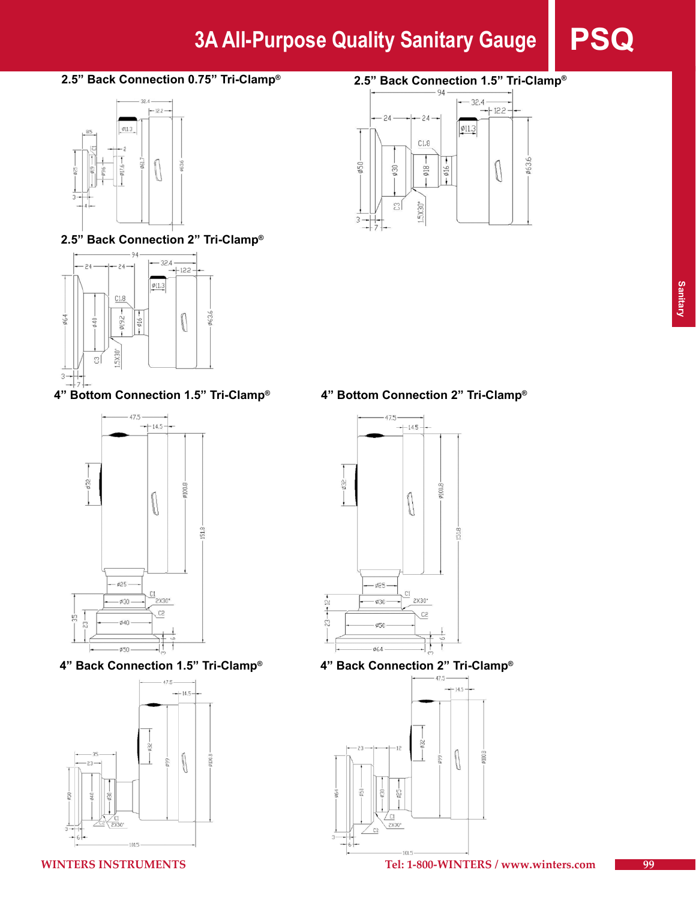# 3A All-Purpose Quality Sanitary Gauge

## PSQ

### 2.5" Back Connection 0.75" Tri-Clamp®

32.4
12.2
Ø11.3
8.5
C1
2
Ø25
Ø19
Ø16
Ø17.6
Ø61.7
Ø63.6
3
4

### 2.5" Back Connection 1.5" Tri-Clamp®

94
32.4
24
24
12.2
Ø11.3
C1.8
Ø50
Ø30
Ø18
Ø16
Ø63.6
C3
1.5X30°
3
7

### 2.5" Back Connection 2" Tri-Clamp®

94
32.4
24
24
12.2
Ø11.3
C1.8
Ø64
Ø40
Ø19.2
Ø16
Ø63.6
C3
1.5X30°
3
7

### 4" Bottom Connection 1.5" Tri-Clamp®

47.5
14.5
Ø32
Ø100.8
151.8
Ø25
C1
Ø30
2X30°
C2
35
23
Ø40
6
Ø50
3

### 4" Bottom Connection 2" Tri-Clamp®

47.5
14.5
Ø32
Ø100.8
151.8
Ø25
C1
12
Ø30
2X30°
C2
23
Ø50
6
Ø64
3

### 4" Back Connection 1.5" Tri-Clamp®

47.5
14.5
35
23
Ø32
Ø99
Ø100.8
Ø50
Ø40
Ø30
C1
C2
2X30°
3
6
101.5

### 4" Back Connection 2" Tri-Clamp®

47.5
14.5
23
12
Ø32
Ø99
Ø100.8
Ø64
Ø51
Ø30
Ø25
C1
C2
2X30°
3
6
101.5

Sanitary

WINTERS INSTRUMENTS

Tel: 1-800-WINTERS / www.winters.com